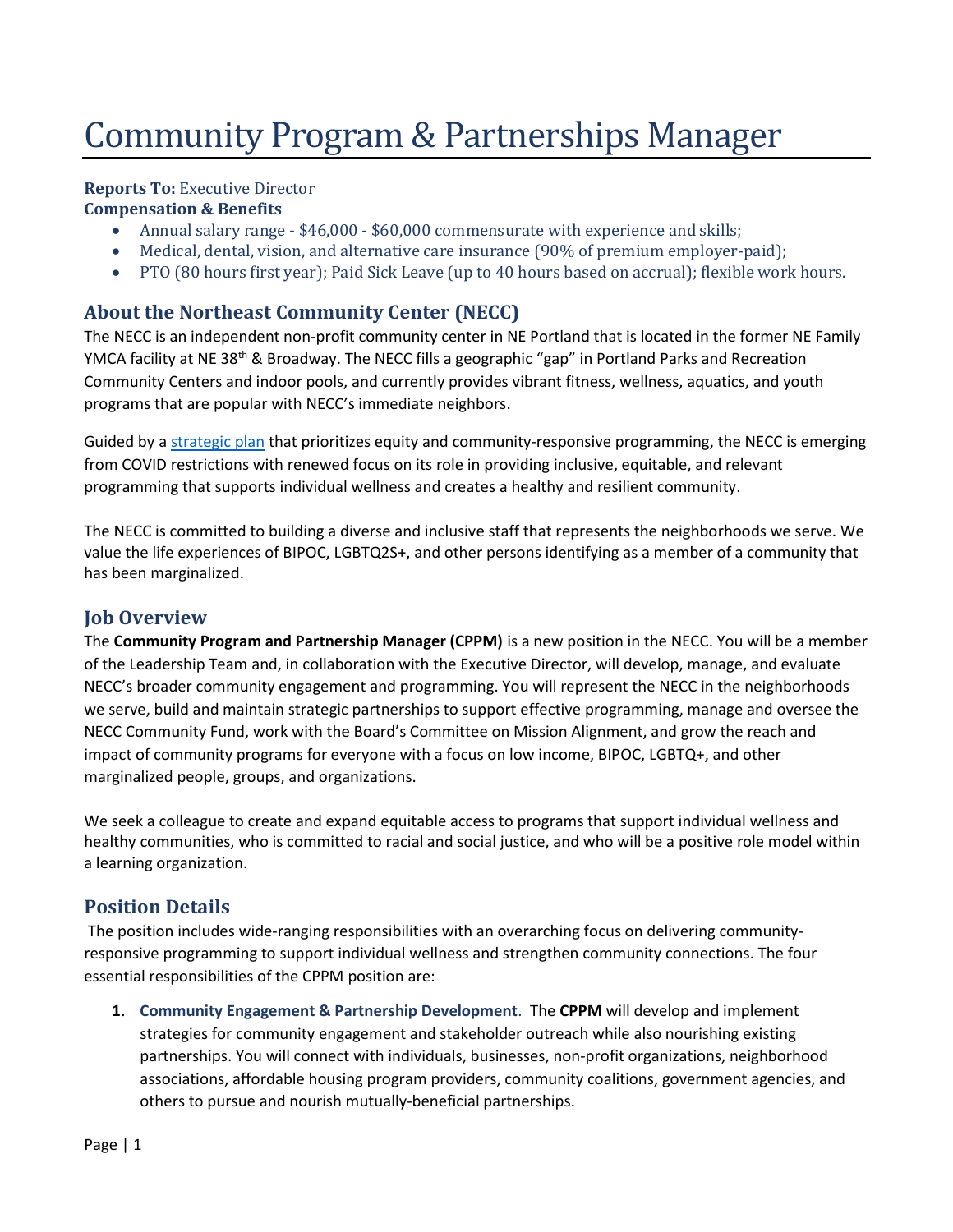# Community Program & Partnerships Manager

**Reports To:** Executive Director
**Compensation & Benefits**

- Annual salary range - $46,000 - $60,000 commensurate with experience and skills;
- Medical, dental, vision, and alternative care insurance (90% of premium employer-paid);
- PTO (80 hours first year); Paid Sick Leave (up to 40 hours based on accrual); flexible work hours.

## About the Northeast Community Center (NECC)

The NECC is an independent non-profit community center in NE Portland that is located in the former NE Family YMCA facility at NE 38th & Broadway. The NECC fills a geographic "gap" in Portland Parks and Recreation Community Centers and indoor pools, and currently provides vibrant fitness, wellness, aquatics, and youth programs that are popular with NECC's immediate neighbors.

Guided by a strategic plan that prioritizes equity and community-responsive programming, the NECC is emerging from COVID restrictions with renewed focus on its role in providing inclusive, equitable, and relevant programming that supports individual wellness and creates a healthy and resilient community.

The NECC is committed to building a diverse and inclusive staff that represents the neighborhoods we serve. We value the life experiences of BIPOC, LGBTQ2S+, and other persons identifying as a member of a community that has been marginalized.

## Job Overview

The **Community Program and Partnership Manager (CPPM)** is a new position in the NECC. You will be a member of the Leadership Team and, in collaboration with the Executive Director, will develop, manage, and evaluate NECC's broader community engagement and programming. You will represent the NECC in the neighborhoods we serve, build and maintain strategic partnerships to support effective programming, manage and oversee the NECC Community Fund, work with the Board's Committee on Mission Alignment, and grow the reach and impact of community programs for everyone with a focus on low income, BIPOC, LGBTQ+, and other marginalized people, groups, and organizations.

We seek a colleague to create and expand equitable access to programs that support individual wellness and healthy communities, who is committed to racial and social justice, and who will be a positive role model within a learning organization.

## Position Details

The position includes wide-ranging responsibilities with an overarching focus on delivering community-responsive programming to support individual wellness and strengthen community connections. The four essential responsibilities of the CPPM position are:

1. **Community Engagement & Partnership Development**. The **CPPM** will develop and implement strategies for community engagement and stakeholder outreach while also nourishing existing partnerships. You will connect with individuals, businesses, non-profit organizations, neighborhood associations, affordable housing program providers, community coalitions, government agencies, and others to pursue and nourish mutually-beneficial partnerships.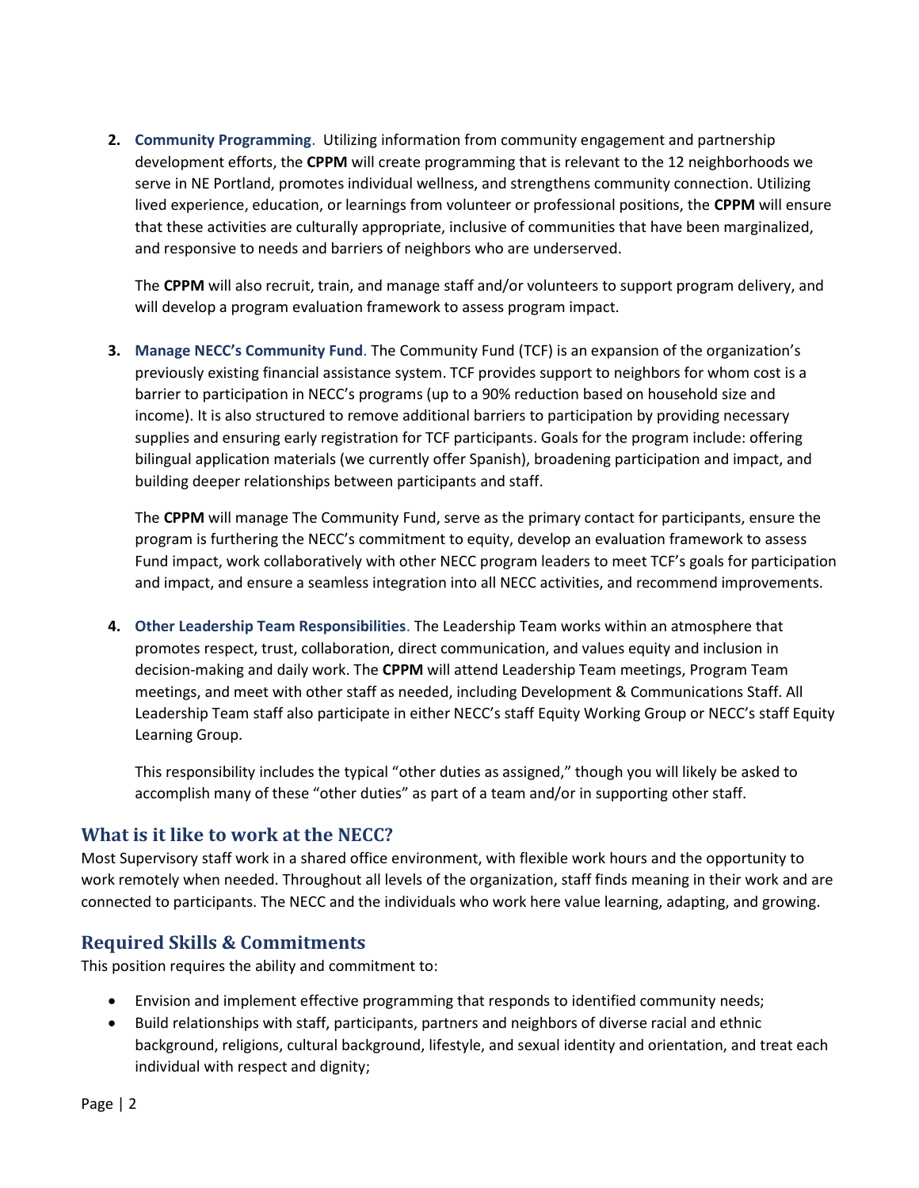2. **Community Programming**. Utilizing information from community engagement and partnership development efforts, the **CPPM** will create programming that is relevant to the 12 neighborhoods we serve in NE Portland, promotes individual wellness, and strengthens community connection. Utilizing lived experience, education, or learnings from volunteer or professional positions, the **CPPM** will ensure that these activities are culturally appropriate, inclusive of communities that have been marginalized, and responsive to needs and barriers of neighbors who are underserved.

   The **CPPM** will also recruit, train, and manage staff and/or volunteers to support program delivery, and will develop a program evaluation framework to assess program impact.

3. **Manage NECC's Community Fund**. The Community Fund (TCF) is an expansion of the organization's previously existing financial assistance system. TCF provides support to neighbors for whom cost is a barrier to participation in NECC's programs (up to a 90% reduction based on household size and income). It is also structured to remove additional barriers to participation by providing necessary supplies and ensuring early registration for TCF participants. Goals for the program include: offering bilingual application materials (we currently offer Spanish), broadening participation and impact, and building deeper relationships between participants and staff.

   The **CPPM** will manage The Community Fund, serve as the primary contact for participants, ensure the program is furthering the NECC's commitment to equity, develop an evaluation framework to assess Fund impact, work collaboratively with other NECC program leaders to meet TCF's goals for participation and impact, and ensure a seamless integration into all NECC activities, and recommend improvements.

4. **Other Leadership Team Responsibilities**. The Leadership Team works within an atmosphere that promotes respect, trust, collaboration, direct communication, and values equity and inclusion in decision-making and daily work. The **CPPM** will attend Leadership Team meetings, Program Team meetings, and meet with other staff as needed, including Development & Communications Staff. All Leadership Team staff also participate in either NECC's staff Equity Working Group or NECC's staff Equity Learning Group.

   This responsibility includes the typical "other duties as assigned," though you will likely be asked to accomplish many of these "other duties" as part of a team and/or in supporting other staff.

## What is it like to work at the NECC?

Most Supervisory staff work in a shared office environment, with flexible work hours and the opportunity to work remotely when needed. Throughout all levels of the organization, staff finds meaning in their work and are connected to participants. The NECC and the individuals who work here value learning, adapting, and growing.

## Required Skills & Commitments

This position requires the ability and commitment to:

- Envision and implement effective programming that responds to identified community needs;
- Build relationships with staff, participants, partners and neighbors of diverse racial and ethnic background, religions, cultural background, lifestyle, and sexual identity and orientation, and treat each individual with respect and dignity;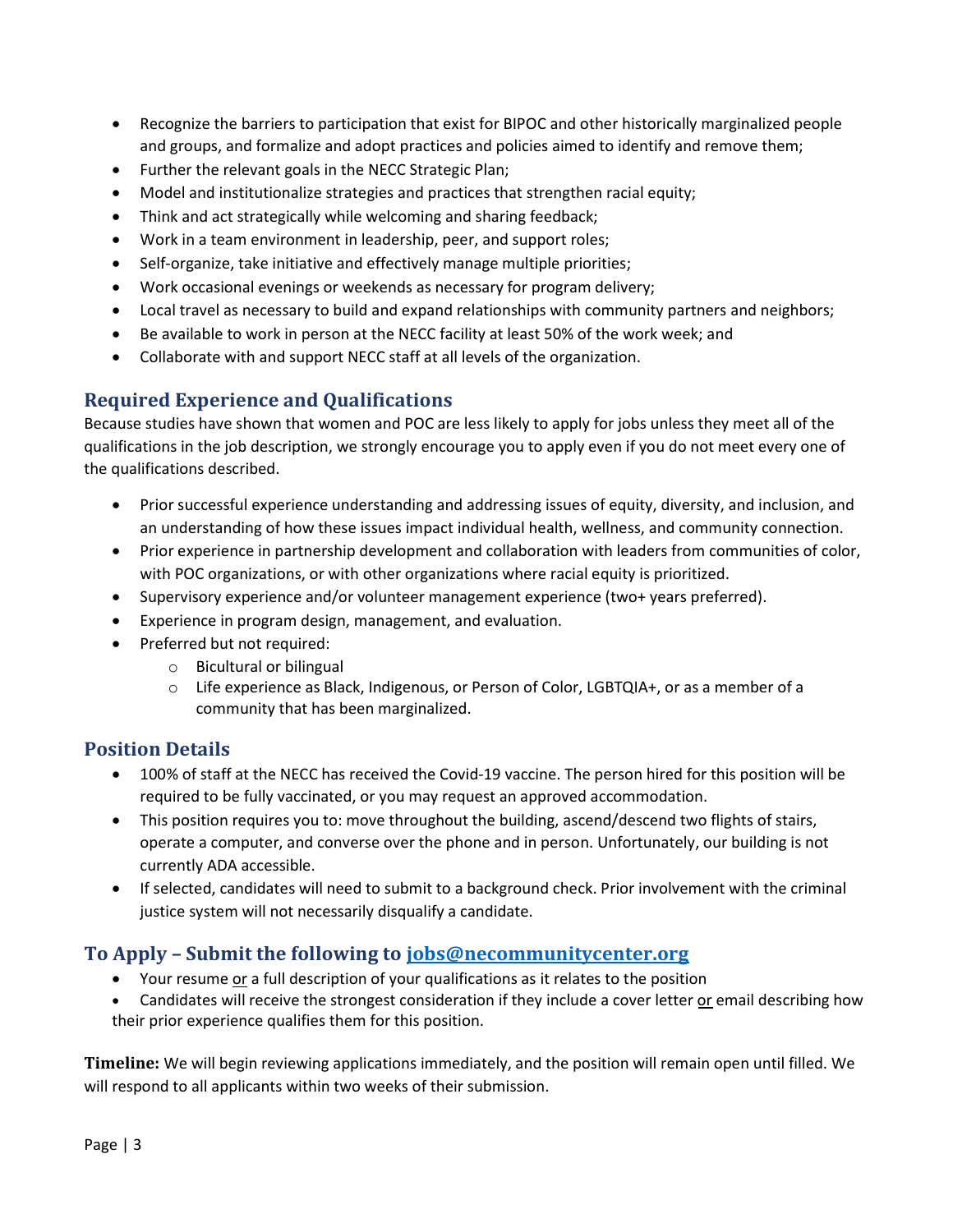- Recognize the barriers to participation that exist for BIPOC and other historically marginalized people and groups, and formalize and adopt practices and policies aimed to identify and remove them;
- Further the relevant goals in the NECC Strategic Plan;
- Model and institutionalize strategies and practices that strengthen racial equity;
- Think and act strategically while welcoming and sharing feedback;
- Work in a team environment in leadership, peer, and support roles;
- Self-organize, take initiative and effectively manage multiple priorities;
- Work occasional evenings or weekends as necessary for program delivery;
- Local travel as necessary to build and expand relationships with community partners and neighbors;
- Be available to work in person at the NECC facility at least 50% of the work week; and
- Collaborate with and support NECC staff at all levels of the organization.

## Required Experience and Qualifications

Because studies have shown that women and POC are less likely to apply for jobs unless they meet all of the qualifications in the job description, we strongly encourage you to apply even if you do not meet every one of the qualifications described.

- Prior successful experience understanding and addressing issues of equity, diversity, and inclusion, and an understanding of how these issues impact individual health, wellness, and community connection.
- Prior experience in partnership development and collaboration with leaders from communities of color, with POC organizations, or with other organizations where racial equity is prioritized.
- Supervisory experience and/or volunteer management experience (two+ years preferred).
- Experience in program design, management, and evaluation.
- Preferred but not required:
    - Bicultural or bilingual
    - Life experience as Black, Indigenous, or Person of Color, LGBTQIA+, or as a member of a community that has been marginalized.

## Position Details

- 100% of staff at the NECC has received the Covid-19 vaccine. The person hired for this position will be required to be fully vaccinated, or you may request an approved accommodation.
- This position requires you to: move throughout the building, ascend/descend two flights of stairs, operate a computer, and converse over the phone and in person. Unfortunately, our building is not currently ADA accessible.
- If selected, candidates will need to submit to a background check. Prior involvement with the criminal justice system will not necessarily disqualify a candidate.

## To Apply – Submit the following to [jobs@necommunitycenter.org](mailto:jobs@necommunitycenter.org)

- Your resume <u>or</u> a full description of your qualifications as it relates to the position
- Candidates will receive the strongest consideration if they include a cover letter <u>or</u> email describing how their prior experience qualifies them for this position.

**Timeline:** We will begin reviewing applications immediately, and the position will remain open until filled. We will respond to all applicants within two weeks of their submission.